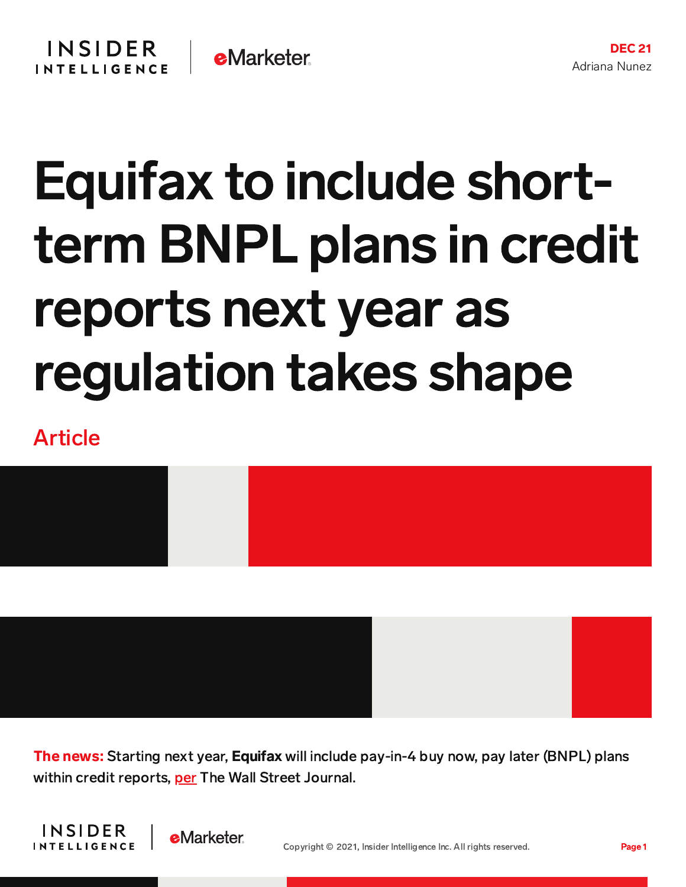DEC 21
Adriana Nunez

# Equifax to include short-term BNPL plans in credit reports next year as regulation takes shape

Article

**The news:** Starting next year, **Equifax** will include pay-in-4 buy now, pay later (BNPL) plans within credit reports, per The Wall Street Journal.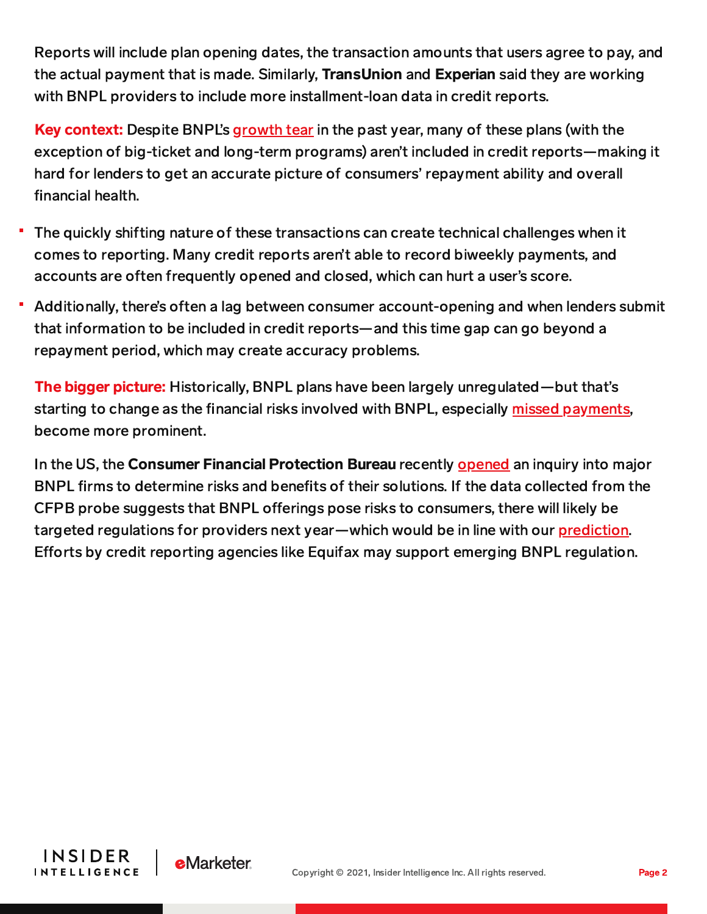Reports will include plan opening dates, the transaction amounts that users agree to pay, and the actual payment that is made. Similarly, **TransUnion** and **Experian** said they are working with BNPL providers to include more installment-loan data in credit reports.

**Key context:** Despite BNPL's growth tear in the past year, many of these plans (with the exception of big-ticket and long-term programs) aren't included in credit reports—making it hard for lenders to get an accurate picture of consumers' repayment ability and overall financial health.

- The quickly shifting nature of these transactions can create technical challenges when it comes to reporting. Many credit reports aren't able to record biweekly payments, and accounts are often frequently opened and closed, which can hurt a user's score.
- Additionally, there's often a lag between consumer account-opening and when lenders submit that information to be included in credit reports—and this time gap can go beyond a repayment period, which may create accuracy problems.

**The bigger picture:** Historically, BNPL plans have been largely unregulated—but that's starting to change as the financial risks involved with BNPL, especially missed payments, become more prominent.

In the US, the **Consumer Financial Protection Bureau** recently opened an inquiry into major BNPL firms to determine risks and benefits of their solutions. If the data collected from the CFPB probe suggests that BNPL offerings pose risks to consumers, there will likely be targeted regulations for providers next year—which would be in line with our prediction. Efforts by credit reporting agencies like Equifax may support emerging BNPL regulation.